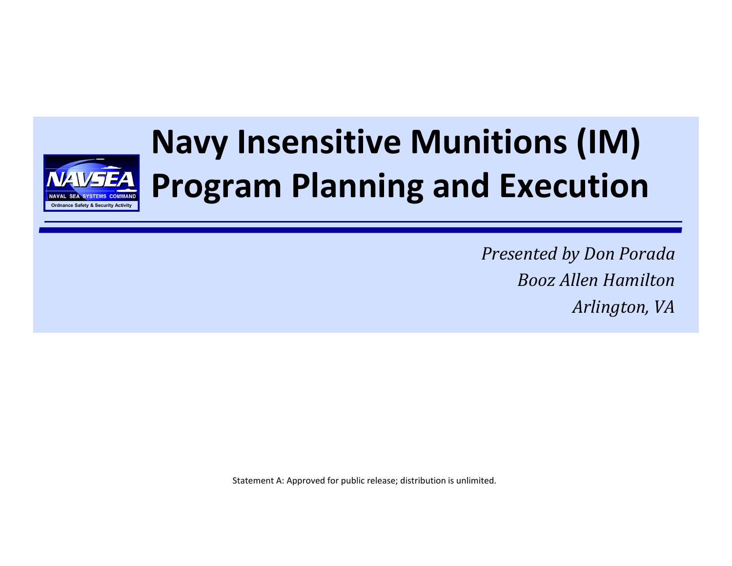# Navy Insensitive Munitions (IM) Program Planning and Execution

*Presented by Don Porada*

*Booz Allen Hamilton*

*Arlington, VA*

Statement A: Approved for public release; distribution is unlimited.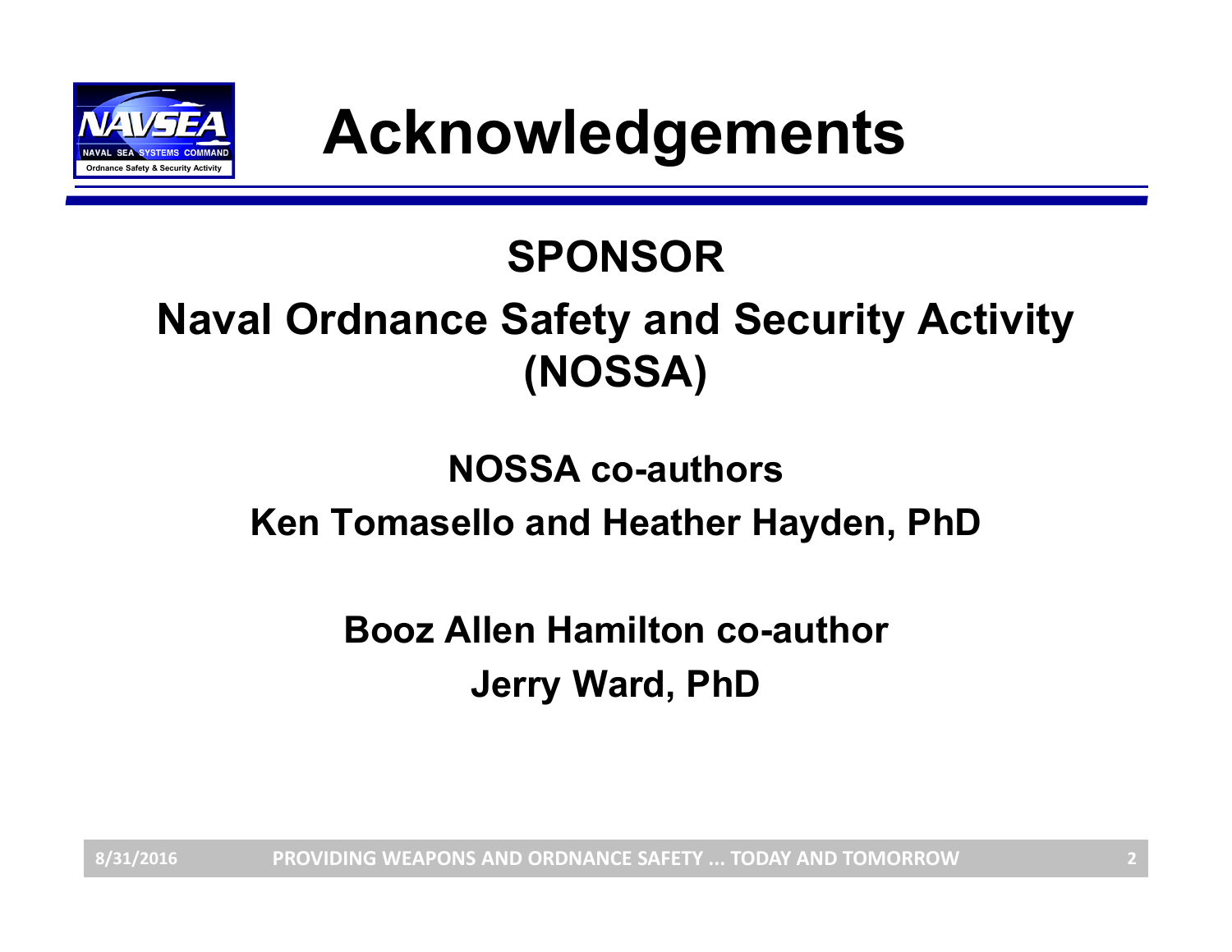# Acknowledgements

## SPONSOR

## Naval Ordnance Safety and Security Activity (NOSSA)

**NOSSA co-authors**

**Ken Tomasello and Heather Hayden, PhD**

**Booz Allen Hamilton co-author**

**Jerry Ward, PhD**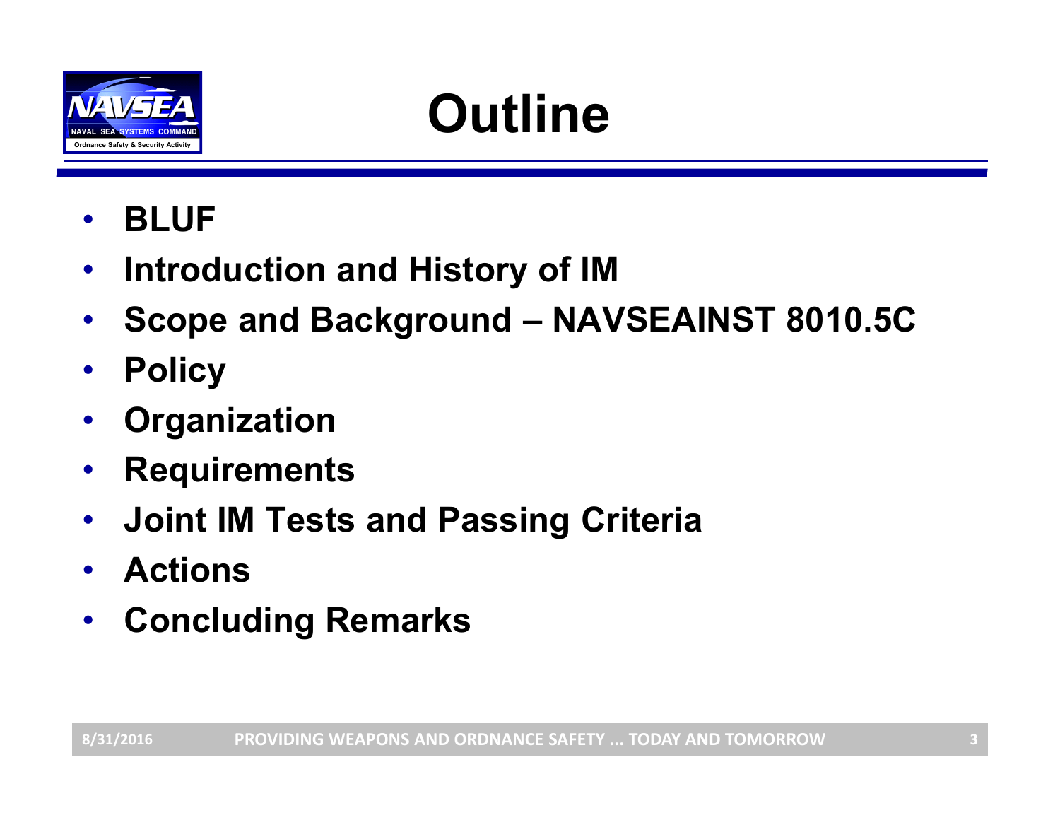# Outline

- **BLUF**
- **Introduction and History of IM**
- **Scope and Background – NAVSEAINST 8010.5C**
- **Policy**
- **Organization**
- **Requirements**
- **Joint IM Tests and Passing Criteria**
- **Actions**
- **Concluding Remarks**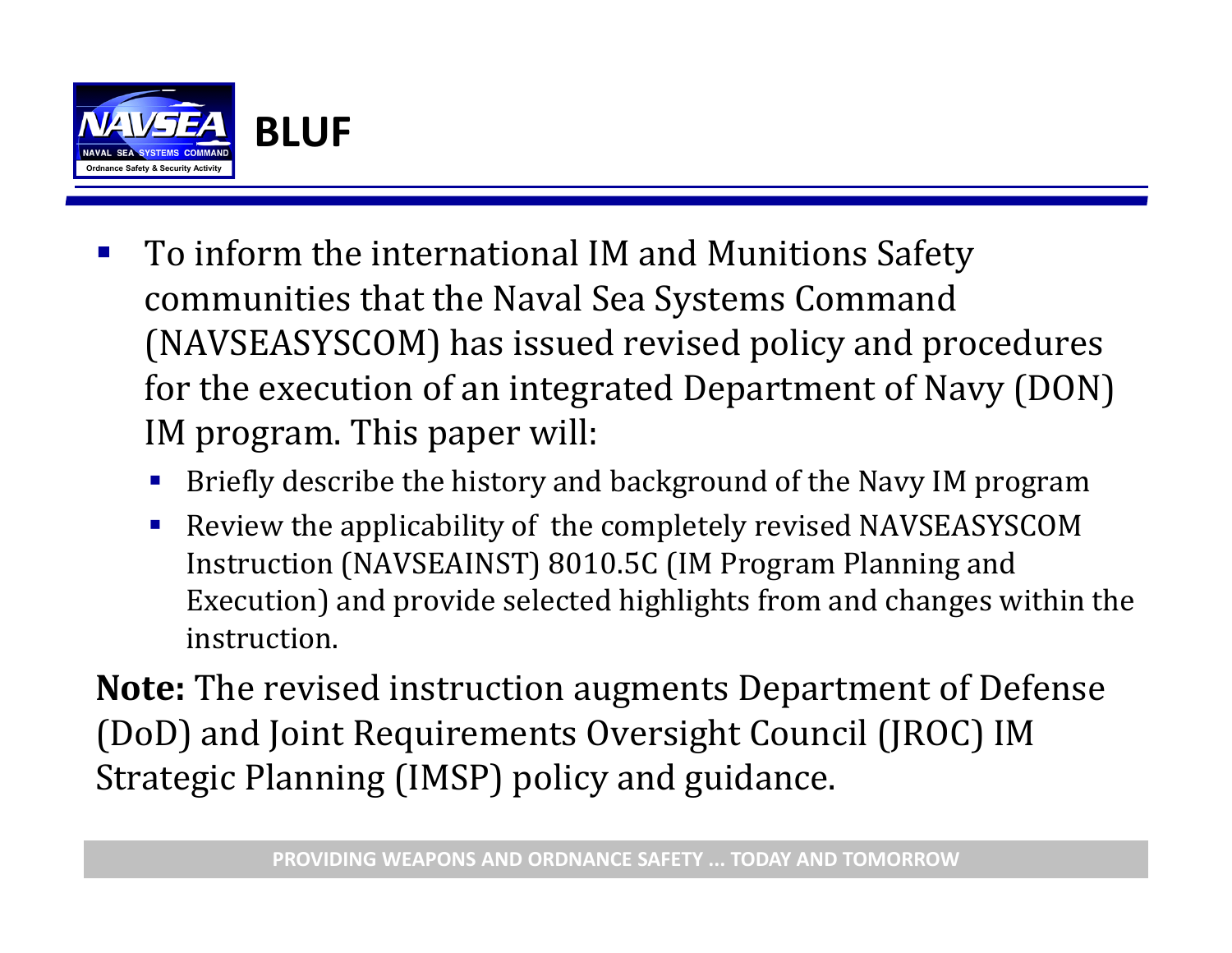# BLUF

- To inform the international IM and Munitions Safety communities that the Naval Sea Systems Command (NAVSEASYSCOM) has issued revised policy and procedures for the execution of an integrated Department of Navy (DON) IM program. This paper will:
  - Briefly describe the history and background of the Navy IM program
  - Review the applicability of the completely revised NAVSEASYSCOM Instruction (NAVSEAINST) 8010.5C (IM Program Planning and Execution) and provide selected highlights from and changes within the instruction.

**Note:** The revised instruction augments Department of Defense (DoD) and Joint Requirements Oversight Council (JROC) IM Strategic Planning (IMSP) policy and guidance.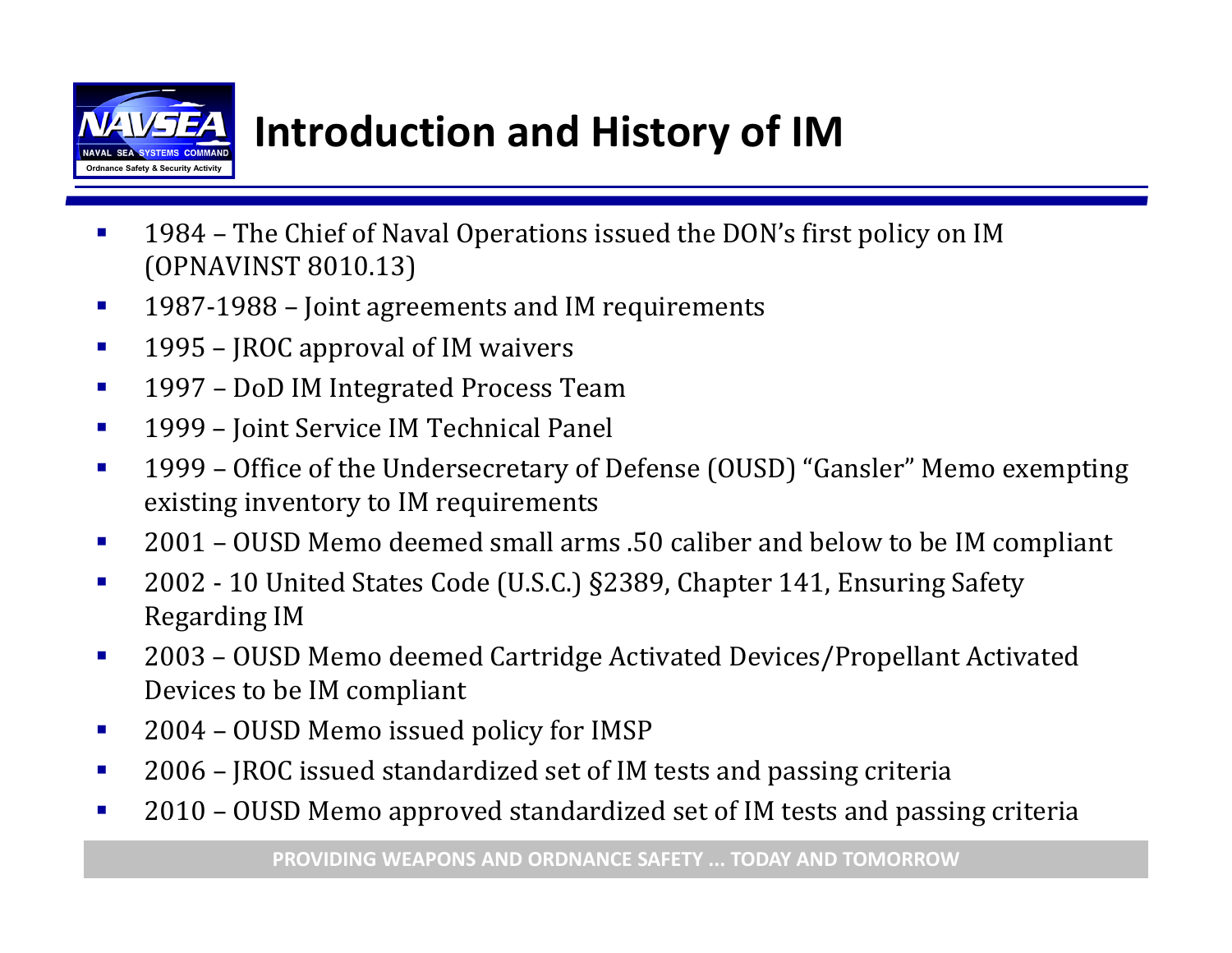# Introduction and History of IM

- 1984 – The Chief of Naval Operations issued the DON's first policy on IM (OPNAVINST 8010.13)
- 1987-1988 – Joint agreements and IM requirements
- 1995 – JROC approval of IM waivers
- 1997 – DoD IM Integrated Process Team
- 1999 – Joint Service IM Technical Panel
- 1999 – Office of the Undersecretary of Defense (OUSD) "Gansler" Memo exempting existing inventory to IM requirements
- 2001 – OUSD Memo deemed small arms .50 caliber and below to be IM compliant
- 2002 - 10 United States Code (U.S.C.) §2389, Chapter 141, Ensuring Safety Regarding IM
- 2003 – OUSD Memo deemed Cartridge Activated Devices/Propellant Activated Devices to be IM compliant
- 2004 – OUSD Memo issued policy for IMSP
- 2006 – JROC issued standardized set of IM tests and passing criteria
- 2010 – OUSD Memo approved standardized set of IM tests and passing criteria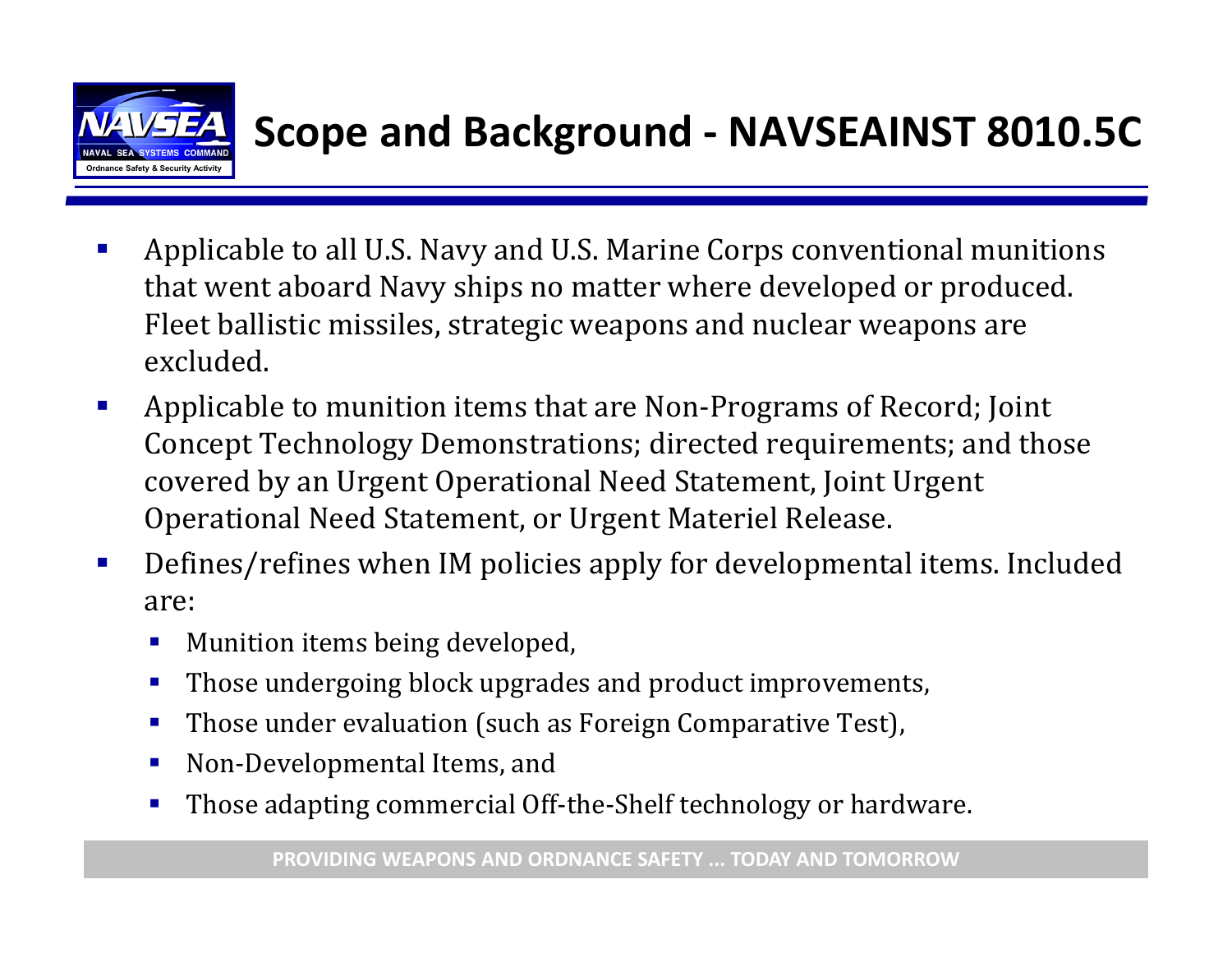# Scope and Background - NAVSEAINST 8010.5C

- Applicable to all U.S. Navy and U.S. Marine Corps conventional munitions that went aboard Navy ships no matter where developed or produced. Fleet ballistic missiles, strategic weapons and nuclear weapons are excluded.
- Applicable to munition items that are Non-Programs of Record; Joint Concept Technology Demonstrations; directed requirements; and those covered by an Urgent Operational Need Statement, Joint Urgent Operational Need Statement, or Urgent Materiel Release.
- Defines/refines when IM policies apply for developmental items. Included are:
  - Munition items being developed,
  - Those undergoing block upgrades and product improvements,
  - Those under evaluation (such as Foreign Comparative Test),
  - Non-Developmental Items, and
  - Those adapting commercial Off-the-Shelf technology or hardware.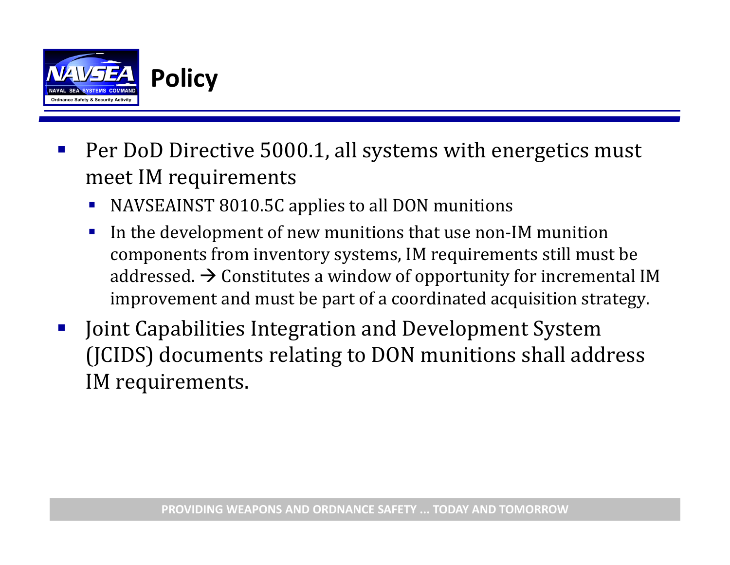# Policy

- Per DoD Directive 5000.1, all systems with energetics must meet IM requirements
  - NAVSEAINST 8010.5C applies to all DON munitions
  - In the development of new munitions that use non-IM munition components from inventory systems, IM requirements still must be addressed. → Constitutes a window of opportunity for incremental IM improvement and must be part of a coordinated acquisition strategy.
- Joint Capabilities Integration and Development System (JCIDS) documents relating to DON munitions shall address IM requirements.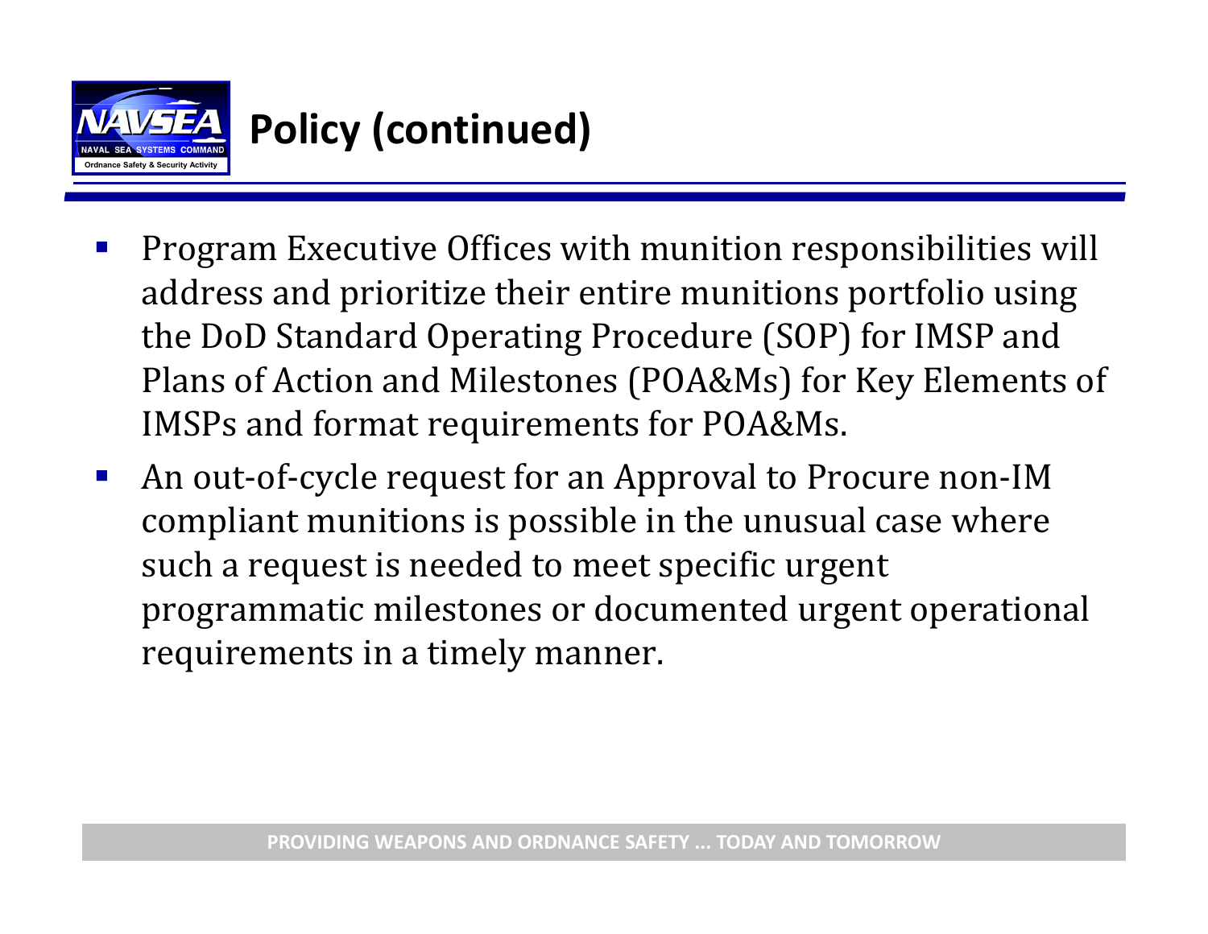# Policy (continued)

- Program Executive Offices with munition responsibilities will address and prioritize their entire munitions portfolio using the DoD Standard Operating Procedure (SOP) for IMSP and Plans of Action and Milestones (POA&Ms) for Key Elements of IMSPs and format requirements for POA&Ms.
- An out-of-cycle request for an Approval to Procure non-IM compliant munitions is possible in the unusual case where such a request is needed to meet specific urgent programmatic milestones or documented urgent operational requirements in a timely manner.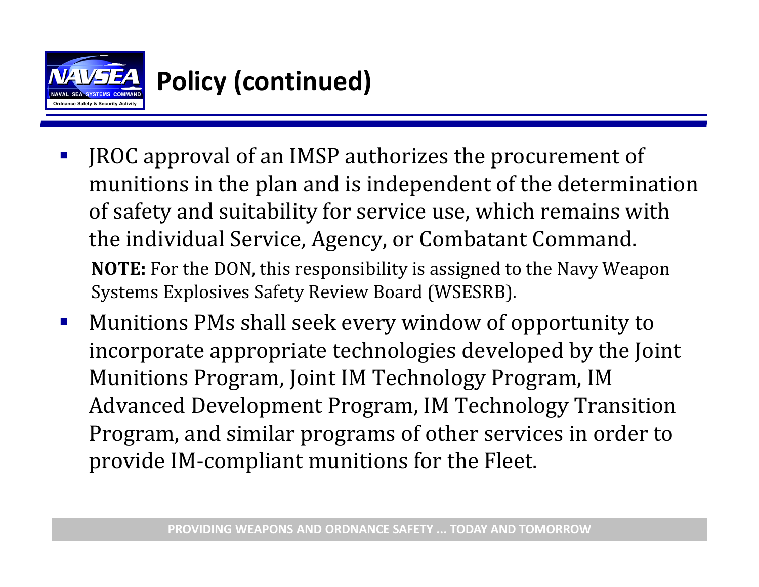# Policy (continued)

- JROC approval of an IMSP authorizes the procurement of munitions in the plan and is independent of the determination of safety and suitability for service use, which remains with the individual Service, Agency, or Combatant Command.

  **NOTE:** For the DON, this responsibility is assigned to the Navy Weapon Systems Explosives Safety Review Board (WSESRB).

- Munitions PMs shall seek every window of opportunity to incorporate appropriate technologies developed by the Joint Munitions Program, Joint IM Technology Program, IM Advanced Development Program, IM Technology Transition Program, and similar programs of other services in order to provide IM-compliant munitions for the Fleet.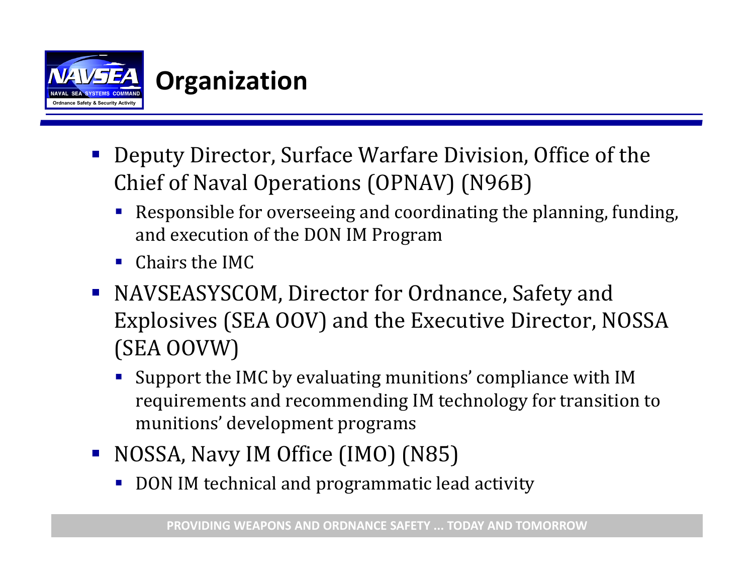# Organization

- Deputy Director, Surface Warfare Division, Office of the Chief of Naval Operations (OPNAV) (N96B)
  - Responsible for overseeing and coordinating the planning, funding, and execution of the DON IM Program
  - Chairs the IMC
- NAVSEASYSCOM, Director for Ordnance, Safety and Explosives (SEA OOV) and the Executive Director, NOSSA (SEA OOVW)
  - Support the IMC by evaluating munitions' compliance with IM requirements and recommending IM technology for transition to munitions' development programs
- NOSSA, Navy IM Office (IMO) (N85)
  - DON IM technical and programmatic lead activity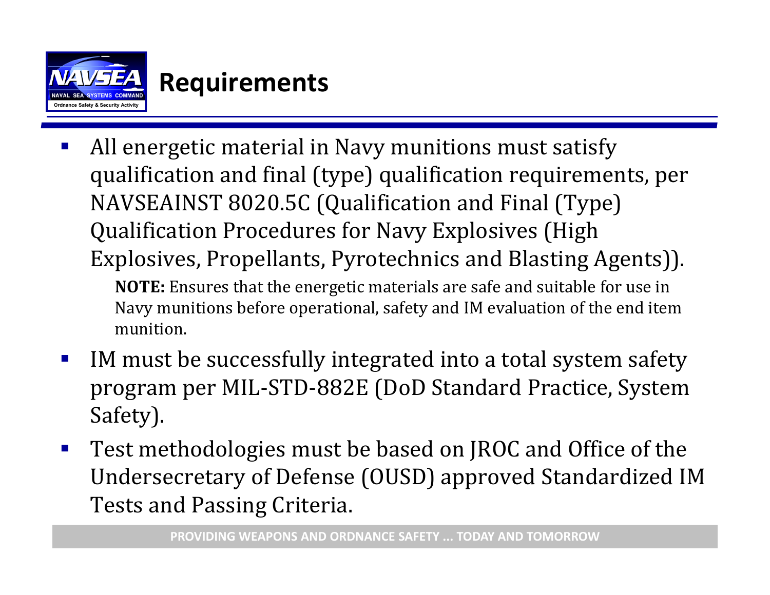# Requirements

- All energetic material in Navy munitions must satisfy qualification and final (type) qualification requirements, per NAVSEAINST 8020.5C (Qualification and Final (Type) Qualification Procedures for Navy Explosives (High Explosives, Propellants, Pyrotechnics and Blasting Agents)).

  **NOTE:** Ensures that the energetic materials are safe and suitable for use in Navy munitions before operational, safety and IM evaluation of the end item munition.

- IM must be successfully integrated into a total system safety program per MIL-STD-882E (DoD Standard Practice, System Safety).
- Test methodologies must be based on JROC and Office of the Undersecretary of Defense (OUSD) approved Standardized IM Tests and Passing Criteria.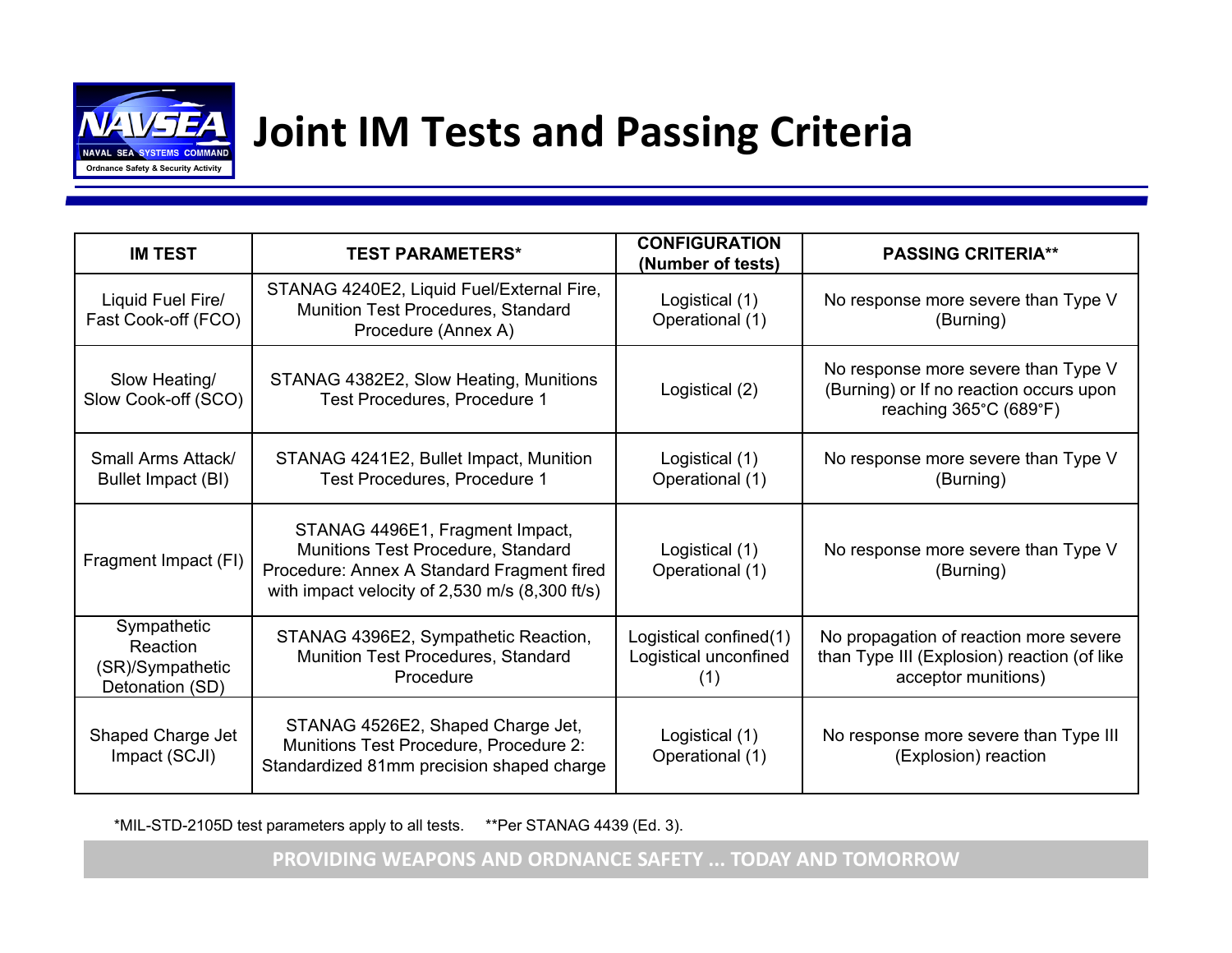# Joint IM Tests and Passing Criteria

| IM TEST | TEST PARAMETERS* | CONFIGURATION (Number of tests) | PASSING CRITERIA** |
|---|---|---|---|
| Liquid Fuel Fire/ Fast Cook-off (FCO) | STANAG 4240E2, Liquid Fuel/External Fire, Munition Test Procedures, Standard Procedure (Annex A) | Logistical (1) Operational (1) | No response more severe than Type V (Burning) |
| Slow Heating/ Slow Cook-off (SCO) | STANAG 4382E2, Slow Heating, Munitions Test Procedures, Procedure 1 | Logistical (2) | No response more severe than Type V (Burning) or If no reaction occurs upon reaching 365°C (689°F) |
| Small Arms Attack/ Bullet Impact (BI) | STANAG 4241E2, Bullet Impact, Munition Test Procedures, Procedure 1 | Logistical (1) Operational (1) | No response more severe than Type V (Burning) |
| Fragment Impact (FI) | STANAG 4496E1, Fragment Impact, Munitions Test Procedure, Standard Procedure: Annex A Standard Fragment fired with impact velocity of 2,530 m/s (8,300 ft/s) | Logistical (1) Operational (1) | No response more severe than Type V (Burning) |
| Sympathetic Reaction (SR)/Sympathetic Detonation (SD) | STANAG 4396E2, Sympathetic Reaction, Munition Test Procedures, Standard Procedure | Logistical confined(1) Logistical unconfined (1) | No propagation of reaction more severe than Type III (Explosion) reaction (of like acceptor munitions) |
| Shaped Charge Jet Impact (SCJI) | STANAG 4526E2, Shaped Charge Jet, Munitions Test Procedure, Procedure 2: Standardized 81mm precision shaped charge | Logistical (1) Operational (1) | No response more severe than Type III (Explosion) reaction |

*MIL-STD-2105D test parameters apply to all tests.  **Per STANAG 4439 (Ed. 3).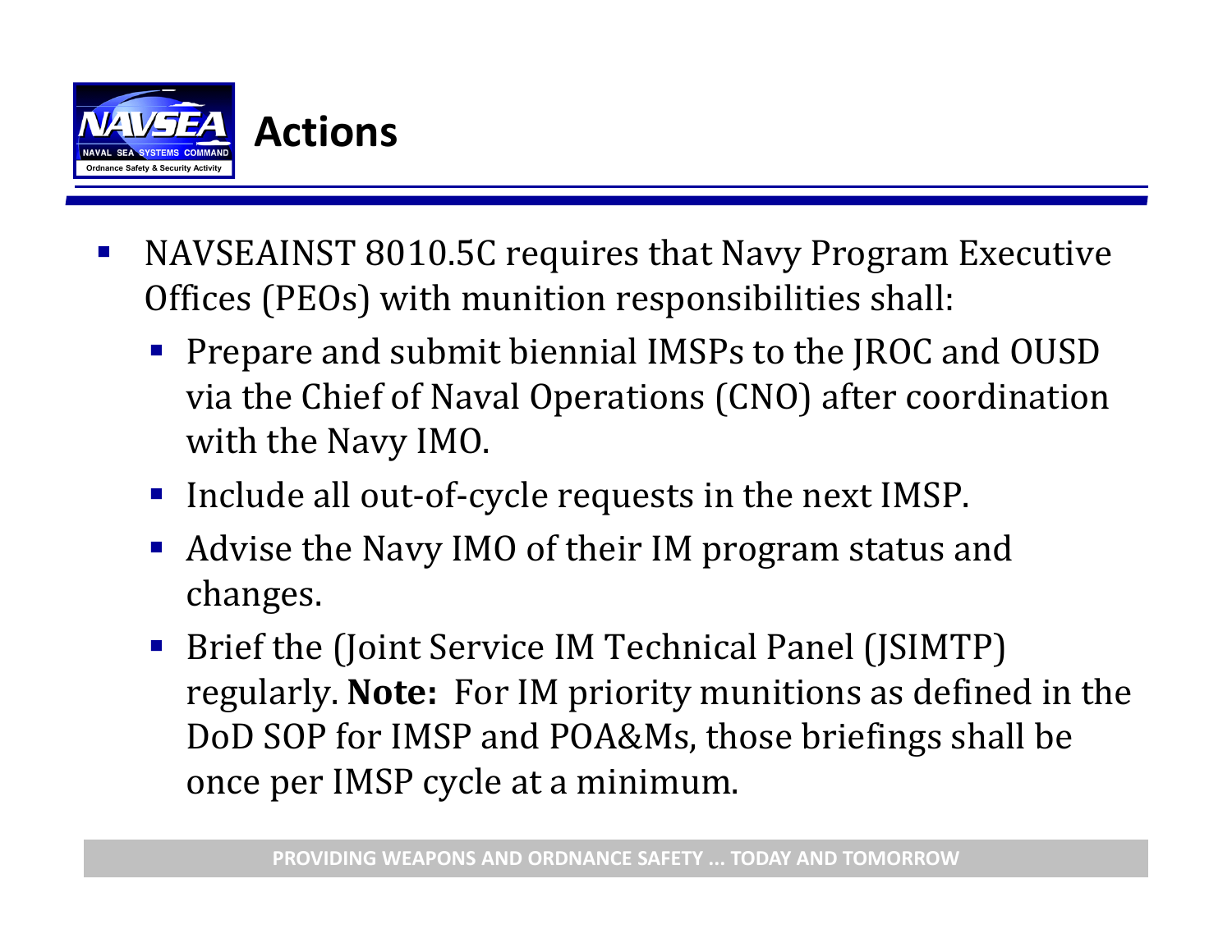# Actions

- NAVSEAINST 8010.5C requires that Navy Program Executive Offices (PEOs) with munition responsibilities shall:
  - Prepare and submit biennial IMSPs to the JROC and OUSD via the Chief of Naval Operations (CNO) after coordination with the Navy IMO.
  - Include all out-of-cycle requests in the next IMSP.
  - Advise the Navy IMO of their IM program status and changes.
  - Brief the (Joint Service IM Technical Panel (JSIMTP) regularly. **Note:** For IM priority munitions as defined in the DoD SOP for IMSP and POA&Ms, those briefings shall be once per IMSP cycle at a minimum.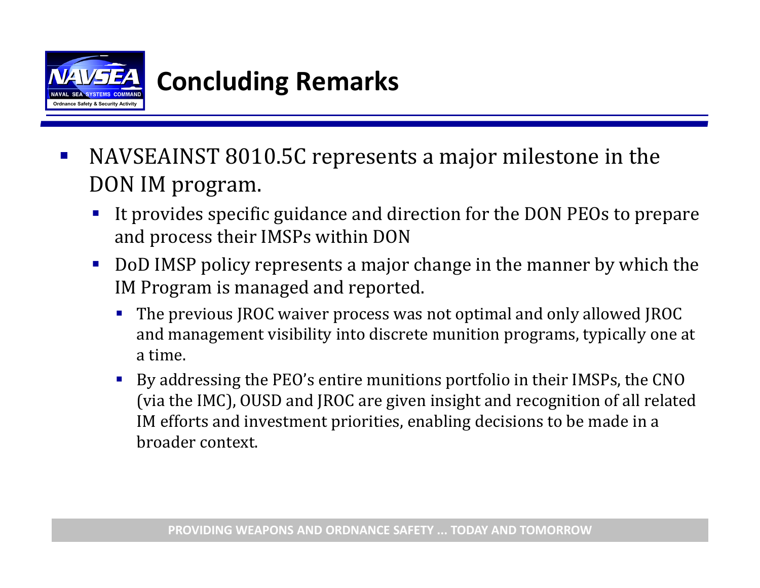# Concluding Remarks

- NAVSEAINST 8010.5C represents a major milestone in the DON IM program.
  - It provides specific guidance and direction for the DON PEOs to prepare and process their IMSPs within DON
  - DoD IMSP policy represents a major change in the manner by which the IM Program is managed and reported.
    - The previous JROC waiver process was not optimal and only allowed JROC and management visibility into discrete munition programs, typically one at a time.
    - By addressing the PEO's entire munitions portfolio in their IMSPs, the CNO (via the IMC), OUSD and JROC are given insight and recognition of all related IM efforts and investment priorities, enabling decisions to be made in a broader context.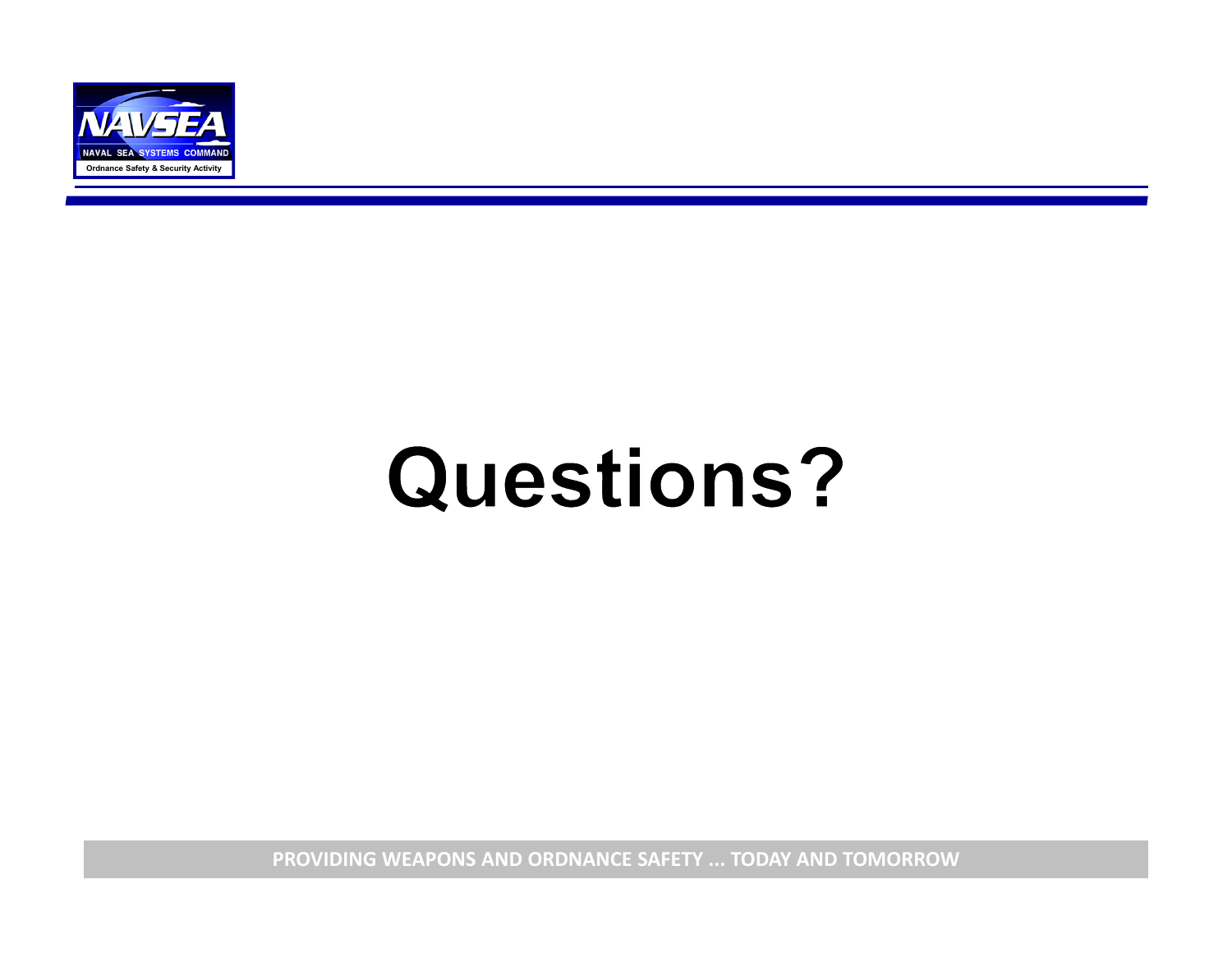# Questions?